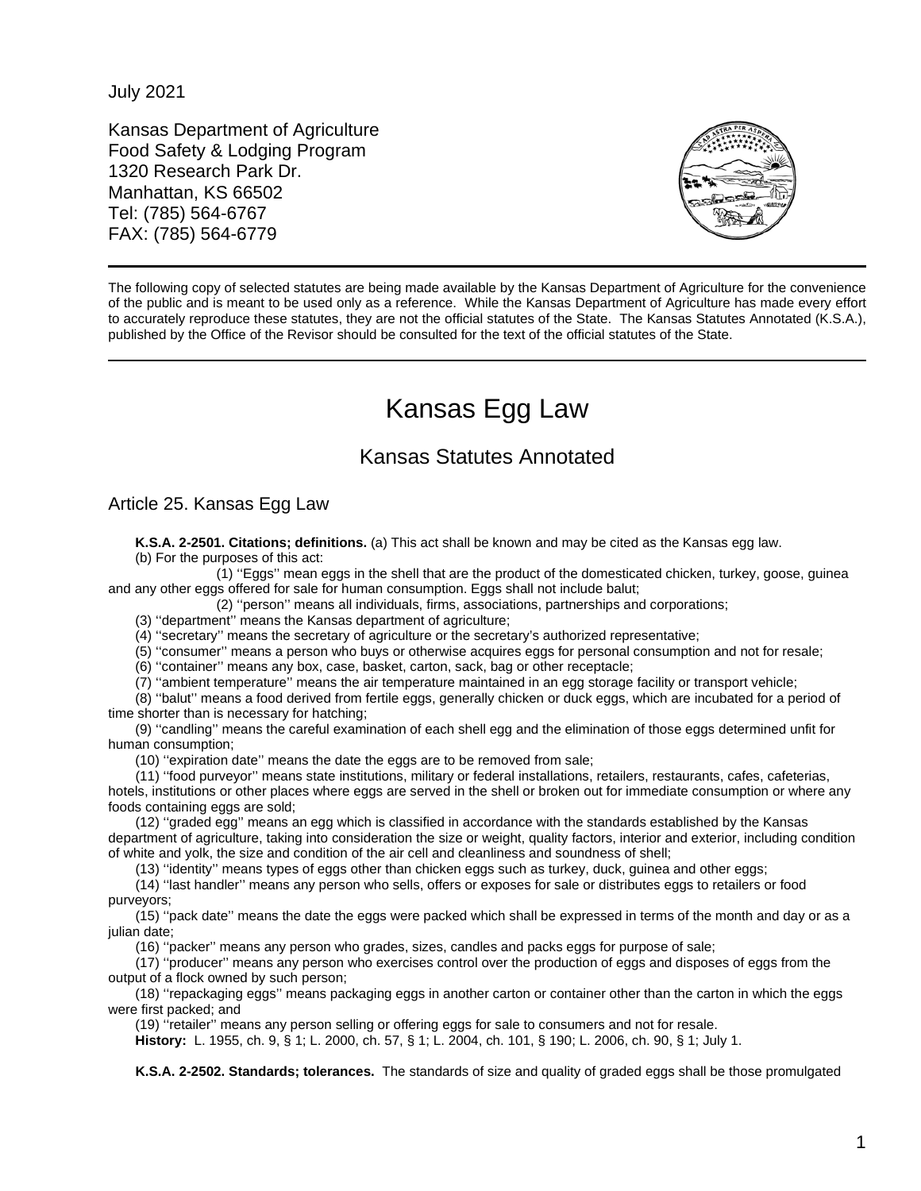July 2021

Kansas Department of Agriculture
Food Safety & Lodging Program
1320 Research Park Dr.
Manhattan, KS 66502
Tel: (785) 564-6767
FAX: (785) 564-6779

---

The following copy of selected statutes are being made available by the Kansas Department of Agriculture for the convenience of the public and is meant to be used only as a reference. While the Kansas Department of Agriculture has made every effort to accurately reproduce these statutes, they are not the official statutes of the State. The Kansas Statutes Annotated (K.S.A.), published by the Office of the Revisor should be consulted for the text of the official statutes of the State.

---

# Kansas Egg Law

## Kansas Statutes Annotated

### Article 25. Kansas Egg Law

**K.S.A. 2-2501. Citations; definitions.** (a) This act shall be known and may be cited as the Kansas egg law.

(b) For the purposes of this act:

(1) ''Eggs'' mean eggs in the shell that are the product of the domesticated chicken, turkey, goose, guinea and any other eggs offered for sale for human consumption. Eggs shall not include balut;

(2) ''person'' means all individuals, firms, associations, partnerships and corporations;

(3) ''department'' means the Kansas department of agriculture;

(4) ''secretary'' means the secretary of agriculture or the secretary's authorized representative;

(5) ''consumer'' means a person who buys or otherwise acquires eggs for personal consumption and not for resale;

(6) ''container'' means any box, case, basket, carton, sack, bag or other receptacle;

(7) ''ambient temperature'' means the air temperature maintained in an egg storage facility or transport vehicle;

(8) ''balut'' means a food derived from fertile eggs, generally chicken or duck eggs, which are incubated for a period of time shorter than is necessary for hatching;

(9) ''candling'' means the careful examination of each shell egg and the elimination of those eggs determined unfit for human consumption;

(10) ''expiration date'' means the date the eggs are to be removed from sale;

(11) ''food purveyor'' means state institutions, military or federal installations, retailers, restaurants, cafes, cafeterias, hotels, institutions or other places where eggs are served in the shell or broken out for immediate consumption or where any foods containing eggs are sold;

(12) ''graded egg'' means an egg which is classified in accordance with the standards established by the Kansas department of agriculture, taking into consideration the size or weight, quality factors, interior and exterior, including condition of white and yolk, the size and condition of the air cell and cleanliness and soundness of shell;

(13) ''identity'' means types of eggs other than chicken eggs such as turkey, duck, guinea and other eggs;

(14) ''last handler'' means any person who sells, offers or exposes for sale or distributes eggs to retailers or food purveyors;

(15) ''pack date'' means the date the eggs were packed which shall be expressed in terms of the month and day or as a julian date;

(16) ''packer'' means any person who grades, sizes, candles and packs eggs for purpose of sale;

(17) ''producer'' means any person who exercises control over the production of eggs and disposes of eggs from the output of a flock owned by such person;

(18) ''repackaging eggs'' means packaging eggs in another carton or container other than the carton in which the eggs were first packed; and

(19) ''retailer'' means any person selling or offering eggs for sale to consumers and not for resale.

**History:** L. 1955, ch. 9, § 1; L. 2000, ch. 57, § 1; L. 2004, ch. 101, § 190; L. 2006, ch. 90, § 1; July 1.

**K.S.A. 2-2502. Standards; tolerances.** The standards of size and quality of graded eggs shall be those promulgated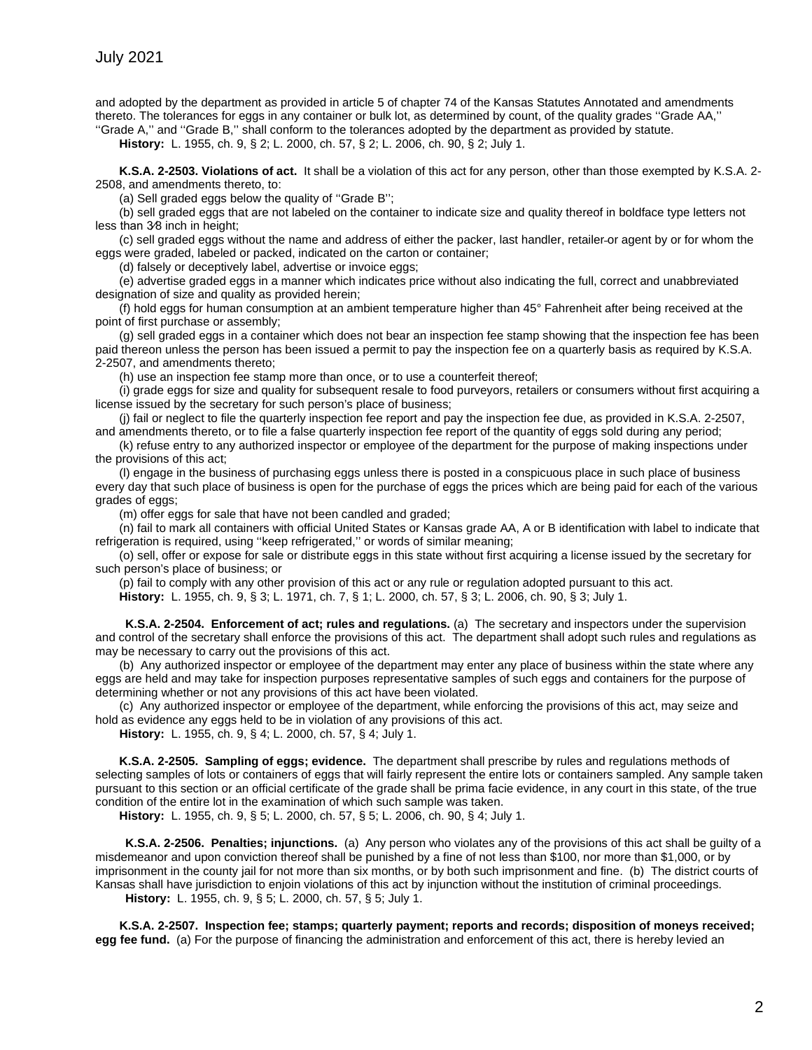and adopted by the department as provided in article 5 of chapter 74 of the Kansas Statutes Annotated and amendments thereto. The tolerances for eggs in any container or bulk lot, as determined by count, of the quality grades ''Grade AA,'' ''Grade A,'' and ''Grade B,'' shall conform to the tolerances adopted by the department as provided by statute.

**History:** L. 1955, ch. 9, § 2; L. 2000, ch. 57, § 2; L. 2006, ch. 90, § 2; July 1.

**K.S.A. 2-2503. Violations of act.** It shall be a violation of this act for any person, other than those exempted by K.S.A. 2-2508, and amendments thereto, to:

(a) Sell graded eggs below the quality of ''Grade B'';

(b) sell graded eggs that are not labeled on the container to indicate size and quality thereof in boldface type letters not less than 3⁄8 inch in height;

(c) sell graded eggs without the name and address of either the packer, last handler, retailer or agent by or for whom the eggs were graded, labeled or packed, indicated on the carton or container;

(d) falsely or deceptively label, advertise or invoice eggs;

(e) advertise graded eggs in a manner which indicates price without also indicating the full, correct and unabbreviated designation of size and quality as provided herein;

(f) hold eggs for human consumption at an ambient temperature higher than 45° Fahrenheit after being received at the point of first purchase or assembly;

(g) sell graded eggs in a container which does not bear an inspection fee stamp showing that the inspection fee has been paid thereon unless the person has been issued a permit to pay the inspection fee on a quarterly basis as required by K.S.A. 2-2507, and amendments thereto;

(h) use an inspection fee stamp more than once, or to use a counterfeit thereof;

(i) grade eggs for size and quality for subsequent resale to food purveyors, retailers or consumers without first acquiring a license issued by the secretary for such person's place of business;

(j) fail or neglect to file the quarterly inspection fee report and pay the inspection fee due, as provided in K.S.A. 2-2507, and amendments thereto, or to file a false quarterly inspection fee report of the quantity of eggs sold during any period;

(k) refuse entry to any authorized inspector or employee of the department for the purpose of making inspections under the provisions of this act;

(l) engage in the business of purchasing eggs unless there is posted in a conspicuous place in such place of business every day that such place of business is open for the purchase of eggs the prices which are being paid for each of the various grades of eggs;

(m) offer eggs for sale that have not been candled and graded;

(n) fail to mark all containers with official United States or Kansas grade AA, A or B identification with label to indicate that refrigeration is required, using ''keep refrigerated,'' or words of similar meaning;

(o) sell, offer or expose for sale or distribute eggs in this state without first acquiring a license issued by the secretary for such person's place of business; or

(p) fail to comply with any other provision of this act or any rule or regulation adopted pursuant to this act.

**History:** L. 1955, ch. 9, § 3; L. 1971, ch. 7, § 1; L. 2000, ch. 57, § 3; L. 2006, ch. 90, § 3; July 1.

**K.S.A. 2-2504. Enforcement of act; rules and regulations.** (a) The secretary and inspectors under the supervision and control of the secretary shall enforce the provisions of this act. The department shall adopt such rules and regulations as may be necessary to carry out the provisions of this act.

(b) Any authorized inspector or employee of the department may enter any place of business within the state where any eggs are held and may take for inspection purposes representative samples of such eggs and containers for the purpose of determining whether or not any provisions of this act have been violated.

(c) Any authorized inspector or employee of the department, while enforcing the provisions of this act, may seize and hold as evidence any eggs held to be in violation of any provisions of this act.

**History:** L. 1955, ch. 9, § 4; L. 2000, ch. 57, § 4; July 1.

**K.S.A. 2-2505. Sampling of eggs; evidence.** The department shall prescribe by rules and regulations methods of selecting samples of lots or containers of eggs that will fairly represent the entire lots or containers sampled. Any sample taken pursuant to this section or an official certificate of the grade shall be prima facie evidence, in any court in this state, of the true condition of the entire lot in the examination of which such sample was taken.

**History:** L. 1955, ch. 9, § 5; L. 2000, ch. 57, § 5; L. 2006, ch. 90, § 4; July 1.

**K.S.A. 2-2506. Penalties; injunctions.** (a) Any person who violates any of the provisions of this act shall be guilty of a misdemeanor and upon conviction thereof shall be punished by a fine of not less than $100, nor more than $1,000, or by imprisonment in the county jail for not more than six months, or by both such imprisonment and fine. (b) The district courts of Kansas shall have jurisdiction to enjoin violations of this act by injunction without the institution of criminal proceedings.

**History:** L. 1955, ch. 9, § 5; L. 2000, ch. 57, § 5; July 1.

**K.S.A. 2-2507. Inspection fee; stamps; quarterly payment; reports and records; disposition of moneys received; egg fee fund.** (a) For the purpose of financing the administration and enforcement of this act, there is hereby levied an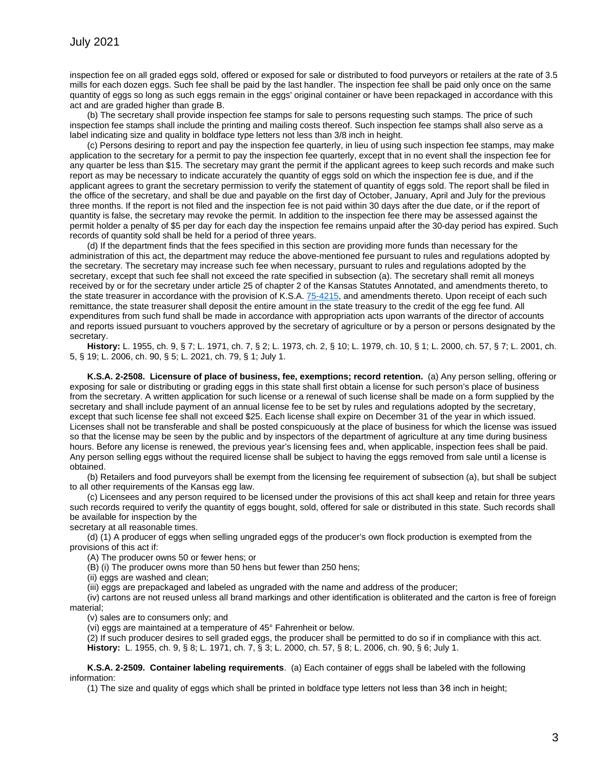inspection fee on all graded eggs sold, offered or exposed for sale or distributed to food purveyors or retailers at the rate of 3.5 mills for each dozen eggs. Such fee shall be paid by the last handler. The inspection fee shall be paid only once on the same quantity of eggs so long as such eggs remain in the eggs' original container or have been repackaged in accordance with this act and are graded higher than grade B.

(b) The secretary shall provide inspection fee stamps for sale to persons requesting such stamps. The price of such inspection fee stamps shall include the printing and mailing costs thereof. Such inspection fee stamps shall also serve as a label indicating size and quality in boldface type letters not less than 3/8 inch in height.

(c) Persons desiring to report and pay the inspection fee quarterly, in lieu of using such inspection fee stamps, may make application to the secretary for a permit to pay the inspection fee quarterly, except that in no event shall the inspection fee for any quarter be less than $15. The secretary may grant the permit if the applicant agrees to keep such records and make such report as may be necessary to indicate accurately the quantity of eggs sold on which the inspection fee is due, and if the applicant agrees to grant the secretary permission to verify the statement of quantity of eggs sold. The report shall be filed in the office of the secretary, and shall be due and payable on the first day of October, January, April and July for the previous three months. If the report is not filed and the inspection fee is not paid within 30 days after the due date, or if the report of quantity is false, the secretary may revoke the permit. In addition to the inspection fee there may be assessed against the permit holder a penalty of $5 per day for each day the inspection fee remains unpaid after the 30-day period has expired. Such records of quantity sold shall be held for a period of three years.

(d) If the department finds that the fees specified in this section are providing more funds than necessary for the administration of this act, the department may reduce the above-mentioned fee pursuant to rules and regulations adopted by the secretary. The secretary may increase such fee when necessary, pursuant to rules and regulations adopted by the secretary, except that such fee shall not exceed the rate specified in subsection (a). The secretary shall remit all moneys received by or for the secretary under article 25 of chapter 2 of the Kansas Statutes Annotated, and amendments thereto, to the state treasurer in accordance with the provision of K.S.A. 75-4215, and amendments thereto. Upon receipt of each such remittance, the state treasurer shall deposit the entire amount in the state treasury to the credit of the egg fee fund. All expenditures from such fund shall be made in accordance with appropriation acts upon warrants of the director of accounts and reports issued pursuant to vouchers approved by the secretary of agriculture or by a person or persons designated by the secretary.

**History:** L. 1955, ch. 9, § 7; L. 1971, ch. 7, § 2; L. 1973, ch. 2, § 10; L. 1979, ch. 10, § 1; L. 2000, ch. 57, § 7; L. 2001, ch. 5, § 19; L. 2006, ch. 90, § 5; L. 2021, ch. 79, § 1; July 1.

**K.S.A. 2-2508. Licensure of place of business, fee, exemptions; record retention.** (a) Any person selling, offering or exposing for sale or distributing or grading eggs in this state shall first obtain a license for such person's place of business from the secretary. A written application for such license or a renewal of such license shall be made on a form supplied by the secretary and shall include payment of an annual license fee to be set by rules and regulations adopted by the secretary, except that such license fee shall not exceed $25. Each license shall expire on December 31 of the year in which issued. Licenses shall not be transferable and shall be posted conspicuously at the place of business for which the license was issued so that the license may be seen by the public and by inspectors of the department of agriculture at any time during business hours. Before any license is renewed, the previous year's licensing fees and, when applicable, inspection fees shall be paid. Any person selling eggs without the required license shall be subject to having the eggs removed from sale until a license is obtained.

(b) Retailers and food purveyors shall be exempt from the licensing fee requirement of subsection (a), but shall be subject to all other requirements of the Kansas egg law.

(c) Licensees and any person required to be licensed under the provisions of this act shall keep and retain for three years such records required to verify the quantity of eggs bought, sold, offered for sale or distributed in this state. Such records shall be available for inspection by the secretary at all reasonable times.

(d) (1) A producer of eggs when selling ungraded eggs of the producer's own flock production is exempted from the provisions of this act if:

(A) The producer owns 50 or fewer hens; or

(B) (i) The producer owns more than 50 hens but fewer than 250 hens;

(ii) eggs are washed and clean;

(iii) eggs are prepackaged and labeled as ungraded with the name and address of the producer;

(iv) cartons are not reused unless all brand markings and other identification is obliterated and the carton is free of foreign material;

(v) sales are to consumers only; and

(vi) eggs are maintained at a temperature of 45° Fahrenheit or below.

(2) If such producer desires to sell graded eggs, the producer shall be permitted to do so if in compliance with this act.

**History:** L. 1955, ch. 9, § 8; L. 1971, ch. 7, § 3; L. 2000, ch. 57, § 8; L. 2006, ch. 90, § 6; July 1.

**K.S.A. 2-2509. Container labeling requirements**. (a) Each container of eggs shall be labeled with the following information:

(1) The size and quality of eggs which shall be printed in boldface type letters not less than 3⁄8 inch in height;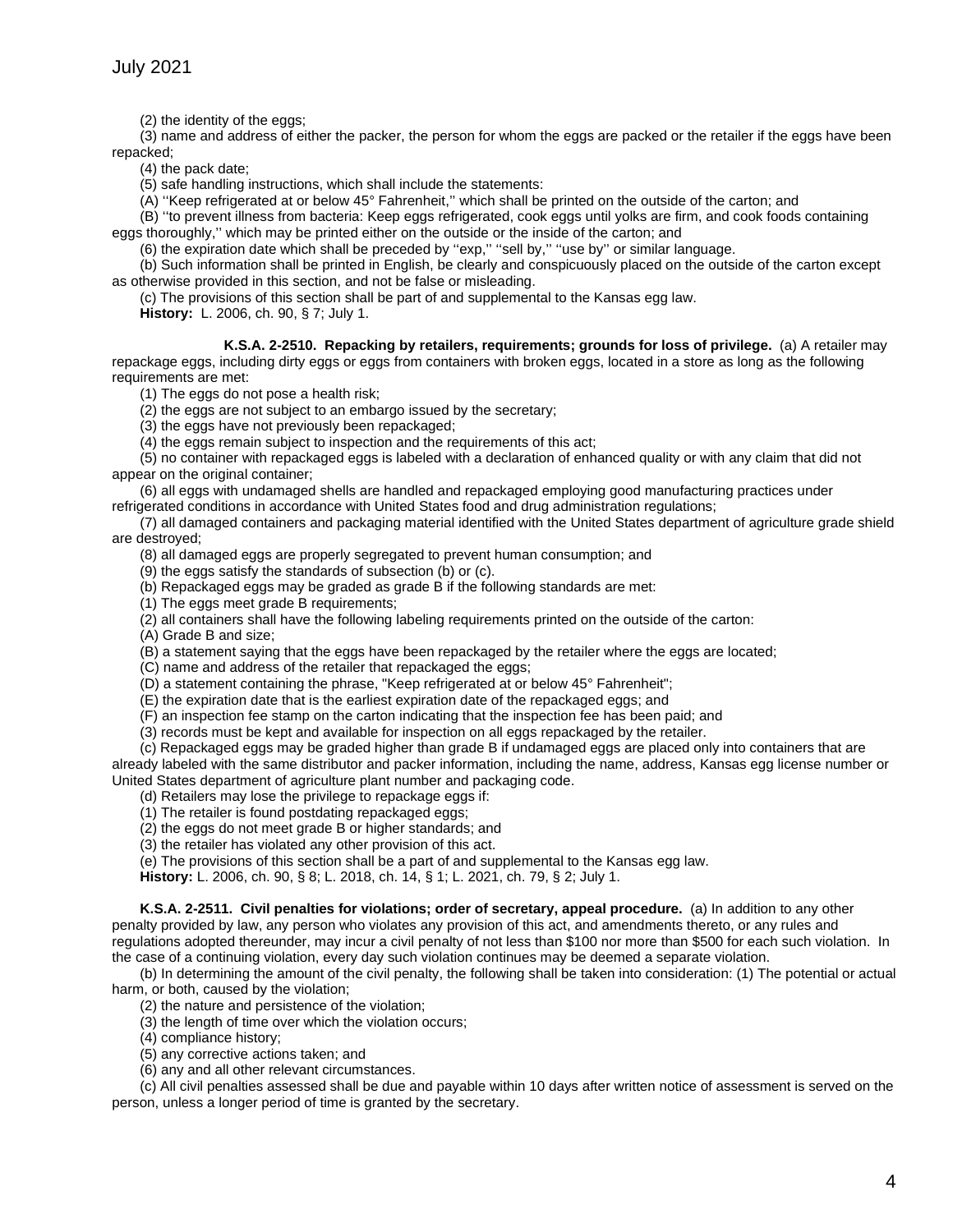(2) the identity of the eggs;

(3) name and address of either the packer, the person for whom the eggs are packed or the retailer if the eggs have been repacked;

(4) the pack date;

(5) safe handling instructions, which shall include the statements:

(A) ''Keep refrigerated at or below 45° Fahrenheit,'' which shall be printed on the outside of the carton; and

(B) ''to prevent illness from bacteria: Keep eggs refrigerated, cook eggs until yolks are firm, and cook foods containing eggs thoroughly,'' which may be printed either on the outside or the inside of the carton; and

(6) the expiration date which shall be preceded by ''exp,'' ''sell by,'' ''use by'' or similar language.

(b) Such information shall be printed in English, be clearly and conspicuously placed on the outside of the carton except as otherwise provided in this section, and not be false or misleading.

(c) The provisions of this section shall be part of and supplemental to the Kansas egg law.

**History:** L. 2006, ch. 90, § 7; July 1.

**K.S.A. 2-2510. Repacking by retailers, requirements; grounds for loss of privilege.** (a) A retailer may repackage eggs, including dirty eggs or eggs from containers with broken eggs, located in a store as long as the following requirements are met:

(1) The eggs do not pose a health risk;

(2) the eggs are not subject to an embargo issued by the secretary;

(3) the eggs have not previously been repackaged;

(4) the eggs remain subject to inspection and the requirements of this act;

(5) no container with repackaged eggs is labeled with a declaration of enhanced quality or with any claim that did not appear on the original container;

(6) all eggs with undamaged shells are handled and repackaged employing good manufacturing practices under refrigerated conditions in accordance with United States food and drug administration regulations;

(7) all damaged containers and packaging material identified with the United States department of agriculture grade shield are destroyed;

(8) all damaged eggs are properly segregated to prevent human consumption; and

(9) the eggs satisfy the standards of subsection (b) or (c).

(b) Repackaged eggs may be graded as grade B if the following standards are met:

(1) The eggs meet grade B requirements;

(2) all containers shall have the following labeling requirements printed on the outside of the carton:

(A) Grade B and size;

(B) a statement saying that the eggs have been repackaged by the retailer where the eggs are located;

(C) name and address of the retailer that repackaged the eggs;

(D) a statement containing the phrase, "Keep refrigerated at or below 45° Fahrenheit";

(E) the expiration date that is the earliest expiration date of the repackaged eggs; and

(F) an inspection fee stamp on the carton indicating that the inspection fee has been paid; and

(3) records must be kept and available for inspection on all eggs repackaged by the retailer.

(c) Repackaged eggs may be graded higher than grade B if undamaged eggs are placed only into containers that are already labeled with the same distributor and packer information, including the name, address, Kansas egg license number or United States department of agriculture plant number and packaging code.

(d) Retailers may lose the privilege to repackage eggs if:

(1) The retailer is found postdating repackaged eggs;

(2) the eggs do not meet grade B or higher standards; and

(3) the retailer has violated any other provision of this act.

(e) The provisions of this section shall be a part of and supplemental to the Kansas egg law.

**History:** L. 2006, ch. 90, § 8; L. 2018, ch. 14, § 1; L. 2021, ch. 79, § 2; July 1.

**K.S.A. 2-2511. Civil penalties for violations; order of secretary, appeal procedure.** (a) In addition to any other penalty provided by law, any person who violates any provision of this act, and amendments thereto, or any rules and regulations adopted thereunder, may incur a civil penalty of not less than $100 nor more than $500 for each such violation. In the case of a continuing violation, every day such violation continues may be deemed a separate violation.

(b) In determining the amount of the civil penalty, the following shall be taken into consideration: (1) The potential or actual harm, or both, caused by the violation;

(2) the nature and persistence of the violation;

(3) the length of time over which the violation occurs;

(4) compliance history;

(5) any corrective actions taken; and

(6) any and all other relevant circumstances.

(c) All civil penalties assessed shall be due and payable within 10 days after written notice of assessment is served on the person, unless a longer period of time is granted by the secretary.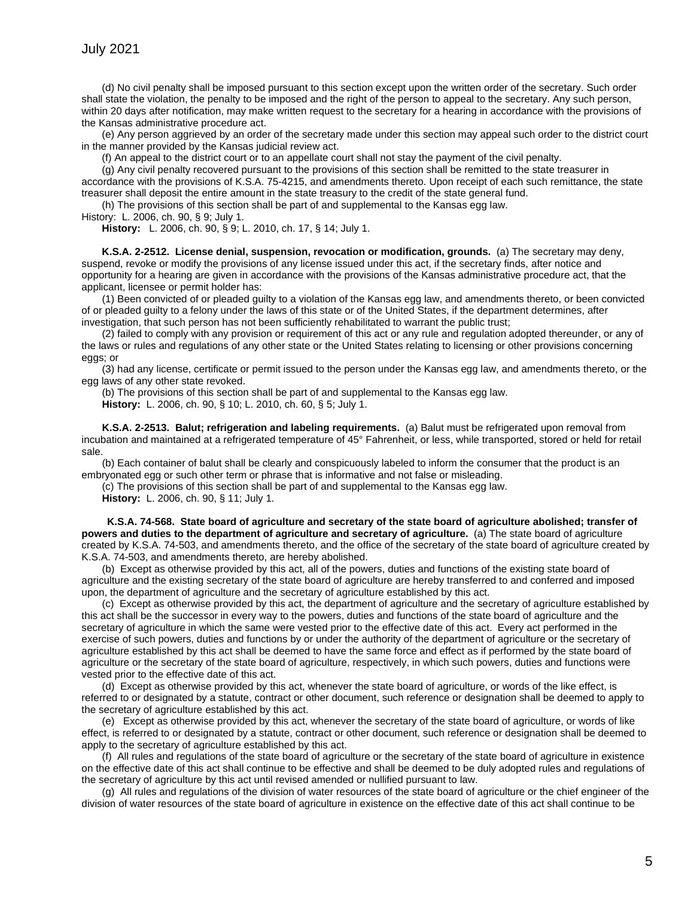(d) No civil penalty shall be imposed pursuant to this section except upon the written order of the secretary. Such order shall state the violation, the penalty to be imposed and the right of the person to appeal to the secretary. Any such person, within 20 days after notification, may make written request to the secretary for a hearing in accordance with the provisions of the Kansas administrative procedure act.

(e) Any person aggrieved by an order of the secretary made under this section may appeal such order to the district court in the manner provided by the Kansas judicial review act.

(f) An appeal to the district court or to an appellate court shall not stay the payment of the civil penalty.

(g) Any civil penalty recovered pursuant to the provisions of this section shall be remitted to the state treasurer in accordance with the provisions of K.S.A. 75-4215, and amendments thereto. Upon receipt of each such remittance, the state treasurer shall deposit the entire amount in the state treasury to the credit of the state general fund.

(h) The provisions of this section shall be part of and supplemental to the Kansas egg law.

History: L. 2006, ch. 90, § 9; July 1.

**History:** L. 2006, ch. 90, § 9; L. 2010, ch. 17, § 14; July 1.

**K.S.A. 2-2512. License denial, suspension, revocation or modification, grounds.** (a) The secretary may deny, suspend, revoke or modify the provisions of any license issued under this act, if the secretary finds, after notice and opportunity for a hearing are given in accordance with the provisions of the Kansas administrative procedure act, that the applicant, licensee or permit holder has:

(1) Been convicted of or pleaded guilty to a violation of the Kansas egg law, and amendments thereto, or been convicted of or pleaded guilty to a felony under the laws of this state or of the United States, if the department determines, after investigation, that such person has not been sufficiently rehabilitated to warrant the public trust;

(2) failed to comply with any provision or requirement of this act or any rule and regulation adopted thereunder, or any of the laws or rules and regulations of any other state or the United States relating to licensing or other provisions concerning eggs; or

(3) had any license, certificate or permit issued to the person under the Kansas egg law, and amendments thereto, or the egg laws of any other state revoked.

(b) The provisions of this section shall be part of and supplemental to the Kansas egg law.

**History:** L. 2006, ch. 90, § 10; L. 2010, ch. 60, § 5; July 1.

**K.S.A. 2-2513. Balut; refrigeration and labeling requirements.** (a) Balut must be refrigerated upon removal from incubation and maintained at a refrigerated temperature of 45° Fahrenheit, or less, while transported, stored or held for retail sale.

(b) Each container of balut shall be clearly and conspicuously labeled to inform the consumer that the product is an embryonated egg or such other term or phrase that is informative and not false or misleading.

(c) The provisions of this section shall be part of and supplemental to the Kansas egg law.

**History:** L. 2006, ch. 90, § 11; July 1.

**K.S.A. 74-568. State board of agriculture and secretary of the state board of agriculture abolished; transfer of powers and duties to the department of agriculture and secretary of agriculture.** (a) The state board of agriculture created by K.S.A. 74-503, and amendments thereto, and the office of the secretary of the state board of agriculture created by K.S.A. 74-503, and amendments thereto, are hereby abolished.

(b) Except as otherwise provided by this act, all of the powers, duties and functions of the existing state board of agriculture and the existing secretary of the state board of agriculture are hereby transferred to and conferred and imposed upon, the department of agriculture and the secretary of agriculture established by this act.

(c) Except as otherwise provided by this act, the department of agriculture and the secretary of agriculture established by this act shall be the successor in every way to the powers, duties and functions of the state board of agriculture and the secretary of agriculture in which the same were vested prior to the effective date of this act. Every act performed in the exercise of such powers, duties and functions by or under the authority of the department of agriculture or the secretary of agriculture established by this act shall be deemed to have the same force and effect as if performed by the state board of agriculture or the secretary of the state board of agriculture, respectively, in which such powers, duties and functions were vested prior to the effective date of this act.

(d) Except as otherwise provided by this act, whenever the state board of agriculture, or words of the like effect, is referred to or designated by a statute, contract or other document, such reference or designation shall be deemed to apply to the secretary of agriculture established by this act.

(e) Except as otherwise provided by this act, whenever the secretary of the state board of agriculture, or words of like effect, is referred to or designated by a statute, contract or other document, such reference or designation shall be deemed to apply to the secretary of agriculture established by this act.

(f) All rules and regulations of the state board of agriculture or the secretary of the state board of agriculture in existence on the effective date of this act shall continue to be effective and shall be deemed to be duly adopted rules and regulations of the secretary of agriculture by this act until revised amended or nullified pursuant to law.

(g) All rules and regulations of the division of water resources of the state board of agriculture or the chief engineer of the division of water resources of the state board of agriculture in existence on the effective date of this act shall continue to be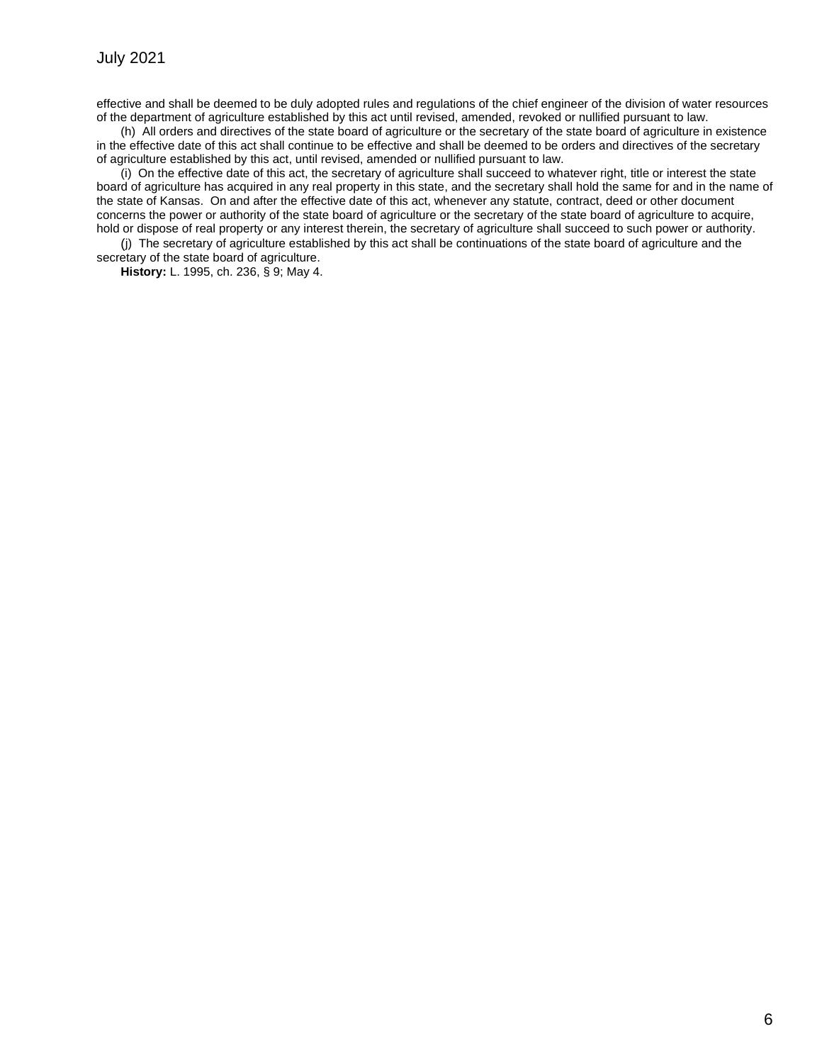effective and shall be deemed to be duly adopted rules and regulations of the chief engineer of the division of water resources of the department of agriculture established by this act until revised, amended, revoked or nullified pursuant to law.

(h) All orders and directives of the state board of agriculture or the secretary of the state board of agriculture in existence in the effective date of this act shall continue to be effective and shall be deemed to be orders and directives of the secretary of agriculture established by this act, until revised, amended or nullified pursuant to law.

(i) On the effective date of this act, the secretary of agriculture shall succeed to whatever right, title or interest the state board of agriculture has acquired in any real property in this state, and the secretary shall hold the same for and in the name of the state of Kansas. On and after the effective date of this act, whenever any statute, contract, deed or other document concerns the power or authority of the state board of agriculture or the secretary of the state board of agriculture to acquire, hold or dispose of real property or any interest therein, the secretary of agriculture shall succeed to such power or authority.

(j) The secretary of agriculture established by this act shall be continuations of the state board of agriculture and the secretary of the state board of agriculture.

**History:** L. 1995, ch. 236, § 9; May 4.